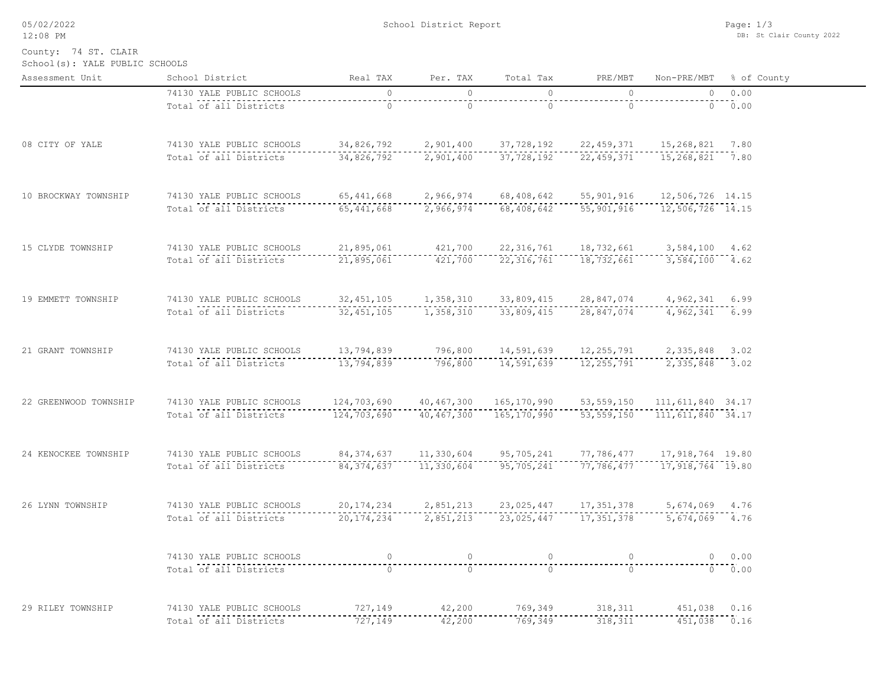05/02/2022
12:08 PM

School District Report

DB: St Clair County 2022

County: 74 ST. CLAIR
School(s): YALE PUBLIC SCHOOLS

| Assessment Unit | School District | Real TAX | Per. TAX | Total Tax | PRE/MBT | Non-PRE/MBT | % of County |
|---|---|---|---|---|---|---|---|
| | 74130 YALE PUBLIC SCHOOLS | 0 | 0 | 0 | 0 | 0 | 0.00 |
| | Total of all Districts | 0 | 0 | 0 | 0 | 0 | 0.00 |
| 08 CITY OF YALE | 74130 YALE PUBLIC SCHOOLS | 34,826,792 | 2,901,400 | 37,728,192 | 22,459,371 | 15,268,821 | 7.80 |
| | Total of all Districts | 34,826,792 | 2,901,400 | 37,728,192 | 22,459,371 | 15,268,821 | 7.80 |
| 10 BROCKWAY TOWNSHIP | 74130 YALE PUBLIC SCHOOLS | 65,441,668 | 2,966,974 | 68,408,642 | 55,901,916 | 12,506,726 | 14.15 |
| | Total of all Districts | 65,441,668 | 2,966,974 | 68,408,642 | 55,901,916 | 12,506,726 | 14.15 |
| 15 CLYDE TOWNSHIP | 74130 YALE PUBLIC SCHOOLS | 21,895,061 | 421,700 | 22,316,761 | 18,732,661 | 3,584,100 | 4.62 |
| | Total of all Districts | 21,895,061 | 421,700 | 22,316,761 | 18,732,661 | 3,584,100 | 4.62 |
| 19 EMMETT TOWNSHIP | 74130 YALE PUBLIC SCHOOLS | 32,451,105 | 1,358,310 | 33,809,415 | 28,847,074 | 4,962,341 | 6.99 |
| | Total of all Districts | 32,451,105 | 1,358,310 | 33,809,415 | 28,847,074 | 4,962,341 | 6.99 |
| 21 GRANT TOWNSHIP | 74130 YALE PUBLIC SCHOOLS | 13,794,839 | 796,800 | 14,591,639 | 12,255,791 | 2,335,848 | 3.02 |
| | Total of all Districts | 13,794,839 | 796,800 | 14,591,639 | 12,255,791 | 2,335,848 | 3.02 |
| 22 GREENWOOD TOWNSHIP | 74130 YALE PUBLIC SCHOOLS | 124,703,690 | 40,467,300 | 165,170,990 | 53,559,150 | 111,611,840 | 34.17 |
| | Total of all Districts | 124,703,690 | 40,467,300 | 165,170,990 | 53,559,150 | 111,611,840 | 34.17 |
| 24 KENOCKEE TOWNSHIP | 74130 YALE PUBLIC SCHOOLS | 84,374,637 | 11,330,604 | 95,705,241 | 77,786,477 | 17,918,764 | 19.80 |
| | Total of all Districts | 84,374,637 | 11,330,604 | 95,705,241 | 77,786,477 | 17,918,764 | 19.80 |
| 26 LYNN TOWNSHIP | 74130 YALE PUBLIC SCHOOLS | 20,174,234 | 2,851,213 | 23,025,447 | 17,351,378 | 5,674,069 | 4.76 |
| | Total of all Districts | 20,174,234 | 2,851,213 | 23,025,447 | 17,351,378 | 5,674,069 | 4.76 |
| | 74130 YALE PUBLIC SCHOOLS | 0 | 0 | 0 | 0 | 0 | 0.00 |
| | Total of all Districts | 0 | 0 | 0 | 0 | 0 | 0.00 |
| 29 RILEY TOWNSHIP | 74130 YALE PUBLIC SCHOOLS | 727,149 | 42,200 | 769,349 | 318,311 | 451,038 | 0.16 |
| | Total of all Districts | 727,149 | 42,200 | 769,349 | 318,311 | 451,038 | 0.16 |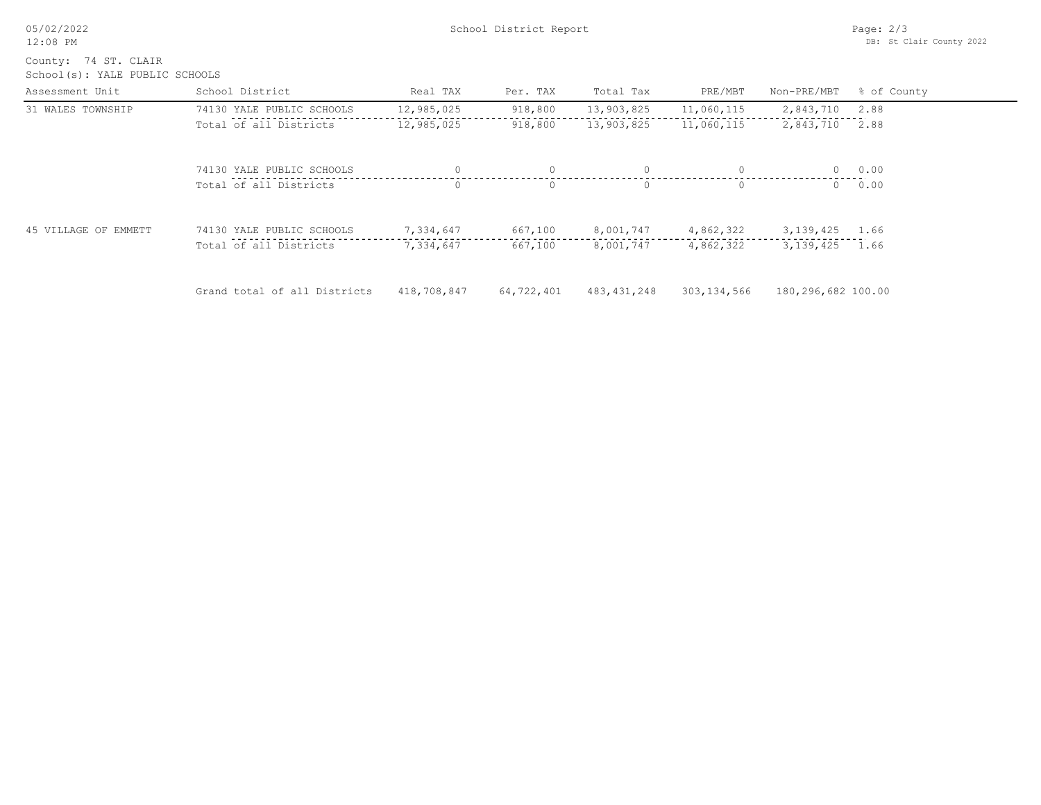County: 74 ST. CLAIR
School(s): YALE PUBLIC SCHOOLS

| Assessment Unit | School District | Real TAX | Per. TAX | Total Tax | PRE/MBT | Non-PRE/MBT | % of County |
|---|---|---|---|---|---|---|---|
| 31 WALES TOWNSHIP | 74130 YALE PUBLIC SCHOOLS | 12,985,025 | 918,800 | 13,903,825 | 11,060,115 | 2,843,710 | 2.88 |
| | Total of all Districts | 12,985,025 | 918,800 | 13,903,825 | 11,060,115 | 2,843,710 | 2.88 |
| | 74130 YALE PUBLIC SCHOOLS | 0 | 0 | 0 | 0 | 0 | 0.00 |
| | Total of all Districts | 0 | 0 | 0 | 0 | 0 | 0.00 |
| 45 VILLAGE OF EMMETT | 74130 YALE PUBLIC SCHOOLS | 7,334,647 | 667,100 | 8,001,747 | 4,862,322 | 3,139,425 | 1.66 |
| | Total of all Districts | 7,334,647 | 667,100 | 8,001,747 | 4,862,322 | 3,139,425 | 1.66 |
| | Grand total of all Districts | 418,708,847 | 64,722,401 | 483,431,248 | 303,134,566 | 180,296,682 | 100.00 |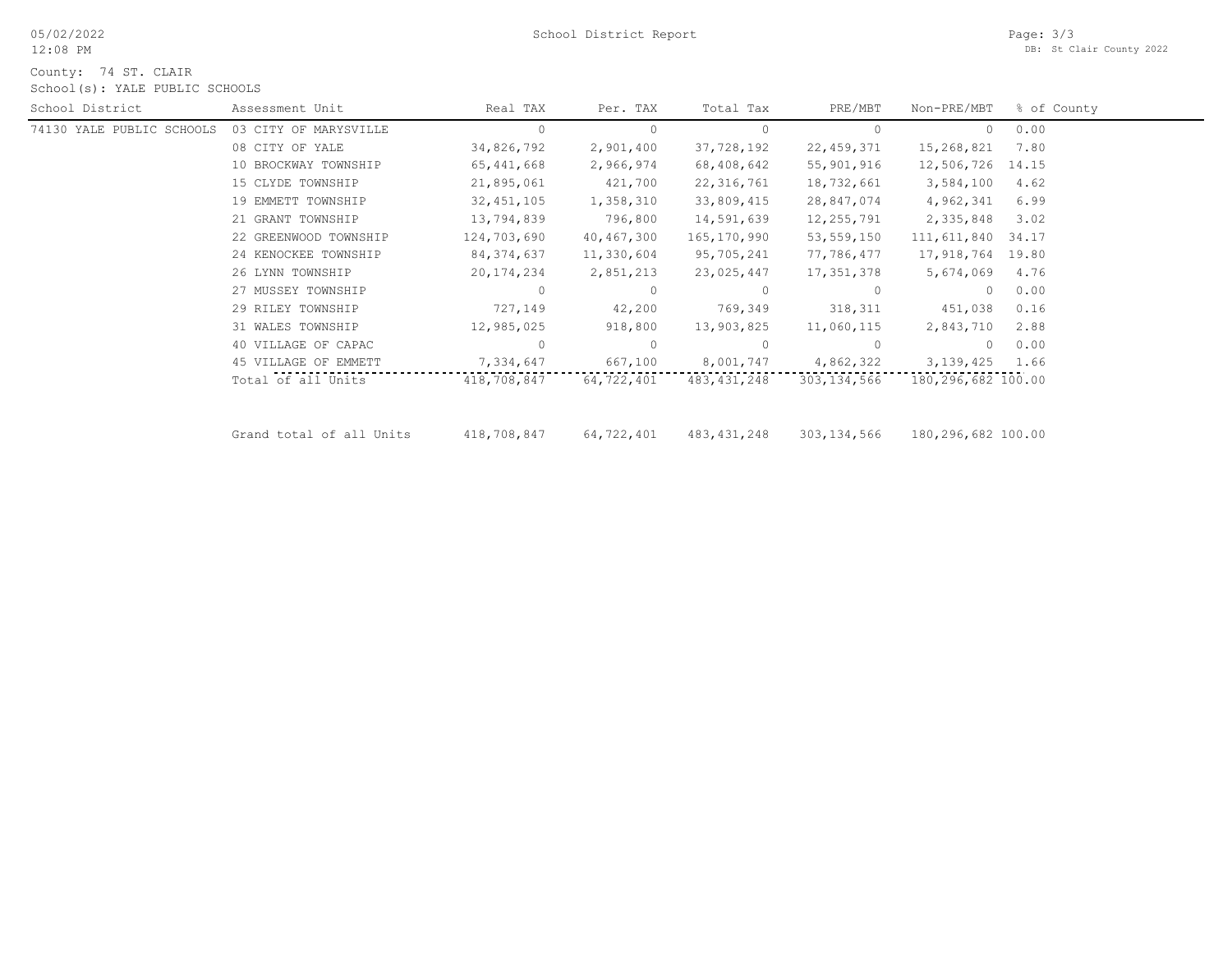05/02/2022
12:08 PM

School District Report

DB: St Clair County 2022

County: 74 ST. CLAIR
School(s): YALE PUBLIC SCHOOLS

| School District | Assessment Unit | Real TAX | Per. TAX | Total Tax | PRE/MBT | Non-PRE/MBT | % of County |
|---|---|---|---|---|---|---|---|
| 74130 YALE PUBLIC SCHOOLS | 03 CITY OF MARYSVILLE | 0 | 0 | 0 | 0 | 0 | 0.00 |
| | 08 CITY OF YALE | 34,826,792 | 2,901,400 | 37,728,192 | 22,459,371 | 15,268,821 | 7.80 |
| | 10 BROCKWAY TOWNSHIP | 65,441,668 | 2,966,974 | 68,408,642 | 55,901,916 | 12,506,726 | 14.15 |
| | 15 CLYDE TOWNSHIP | 21,895,061 | 421,700 | 22,316,761 | 18,732,661 | 3,584,100 | 4.62 |
| | 19 EMMETT TOWNSHIP | 32,451,105 | 1,358,310 | 33,809,415 | 28,847,074 | 4,962,341 | 6.99 |
| | 21 GRANT TOWNSHIP | 13,794,839 | 796,800 | 14,591,639 | 12,255,791 | 2,335,848 | 3.02 |
| | 22 GREENWOOD TOWNSHIP | 124,703,690 | 40,467,300 | 165,170,990 | 53,559,150 | 111,611,840 | 34.17 |
| | 24 KENOCKEE TOWNSHIP | 84,374,637 | 11,330,604 | 95,705,241 | 77,786,477 | 17,918,764 | 19.80 |
| | 26 LYNN TOWNSHIP | 20,174,234 | 2,851,213 | 23,025,447 | 17,351,378 | 5,674,069 | 4.76 |
| | 27 MUSSEY TOWNSHIP | 0 | 0 | 0 | 0 | 0 | 0.00 |
| | 29 RILEY TOWNSHIP | 727,149 | 42,200 | 769,349 | 318,311 | 451,038 | 0.16 |
| | 31 WALES TOWNSHIP | 12,985,025 | 918,800 | 13,903,825 | 11,060,115 | 2,843,710 | 2.88 |
| | 40 VILLAGE OF CAPAC | 0 | 0 | 0 | 0 | 0 | 0.00 |
| | 45 VILLAGE OF EMMETT | 7,334,647 | 667,100 | 8,001,747 | 4,862,322 | 3,139,425 | 1.66 |
| | Total of all Units | 418,708,847 | 64,722,401 | 483,431,248 | 303,134,566 | 180,296,682 | 100.00 |
| | Grand total of all Units | 418,708,847 | 64,722,401 | 483,431,248 | 303,134,566 | 180,296,682 | 100.00 |